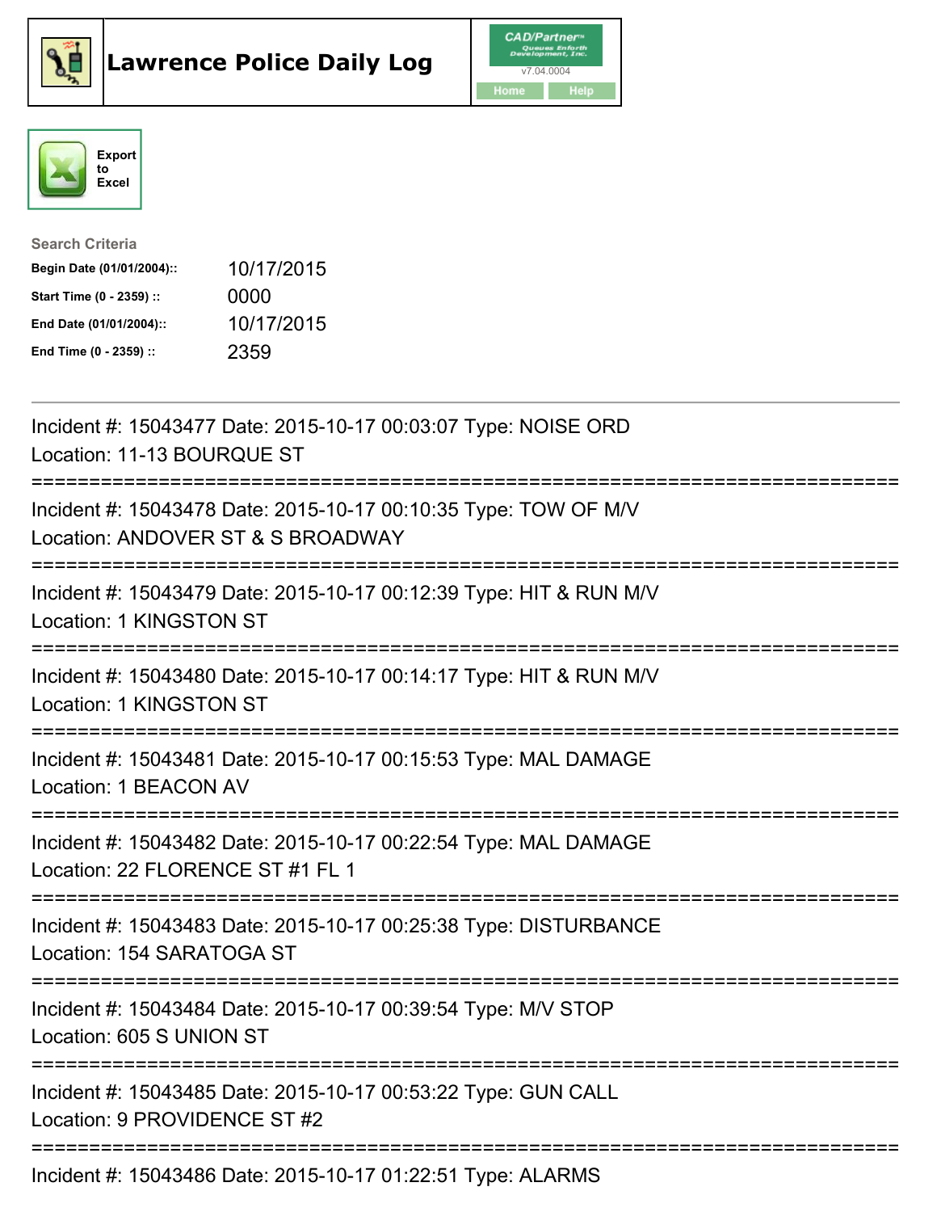# Lawrence Police Daily Log

CAD/Partner™
v7.04.0004
Home Help

Export to Excel

**Search Criteria**

| | |
|---|---|
| **Begin Date (01/01/2004)::** | 10/17/2015 |
| **Start Time (0 - 2359) ::** | 0000 |
| **End Date (01/01/2004)::** | 10/17/2015 |
| **End Time (0 - 2359) ::** | 2359 |

---

Incident #: 15043477 Date: 2015-10-17 00:03:07 Type: NOISE ORD
Location: 11-13 BOURQUE ST

===========================================================================

Incident #: 15043478 Date: 2015-10-17 00:10:35 Type: TOW OF M/V
Location: ANDOVER ST & S BROADWAY

===========================================================================

Incident #: 15043479 Date: 2015-10-17 00:12:39 Type: HIT & RUN M/V
Location: 1 KINGSTON ST

===========================================================================

Incident #: 15043480 Date: 2015-10-17 00:14:17 Type: HIT & RUN M/V
Location: 1 KINGSTON ST

===========================================================================

Incident #: 15043481 Date: 2015-10-17 00:15:53 Type: MAL DAMAGE
Location: 1 BEACON AV

===========================================================================

Incident #: 15043482 Date: 2015-10-17 00:22:54 Type: MAL DAMAGE
Location: 22 FLORENCE ST #1 FL 1

===========================================================================

Incident #: 15043483 Date: 2015-10-17 00:25:38 Type: DISTURBANCE
Location: 154 SARATOGA ST

===========================================================================

Incident #: 15043484 Date: 2015-10-17 00:39:54 Type: M/V STOP
Location: 605 S UNION ST

===========================================================================

Incident #: 15043485 Date: 2015-10-17 00:53:22 Type: GUN CALL
Location: 9 PROVIDENCE ST #2

===========================================================================

Incident #: 15043486 Date: 2015-10-17 01:22:51 Type: ALARMS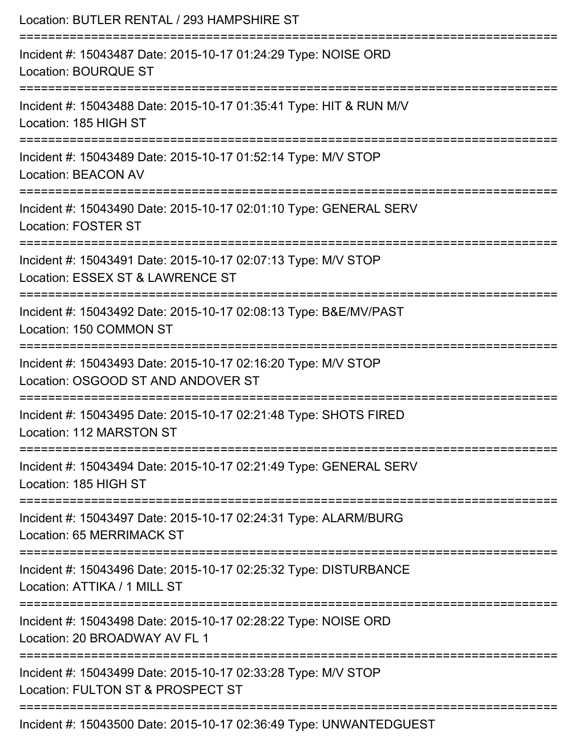Location: BUTLER RENTAL / 293 HAMPSHIRE ST

===========================================================================

Incident #: 15043487 Date: 2015-10-17 01:24:29 Type: NOISE ORD
Location: BOURQUE ST

===========================================================================

Incident #: 15043488 Date: 2015-10-17 01:35:41 Type: HIT & RUN M/V
Location: 185 HIGH ST

===========================================================================

Incident #: 15043489 Date: 2015-10-17 01:52:14 Type: M/V STOP
Location: BEACON AV

===========================================================================

Incident #: 15043490 Date: 2015-10-17 02:01:10 Type: GENERAL SERV
Location: FOSTER ST

===========================================================================

Incident #: 15043491 Date: 2015-10-17 02:07:13 Type: M/V STOP
Location: ESSEX ST & LAWRENCE ST

===========================================================================

Incident #: 15043492 Date: 2015-10-17 02:08:13 Type: B&E/MV/PAST
Location: 150 COMMON ST

===========================================================================

Incident #: 15043493 Date: 2015-10-17 02:16:20 Type: M/V STOP
Location: OSGOOD ST AND ANDOVER ST

===========================================================================

Incident #: 15043495 Date: 2015-10-17 02:21:48 Type: SHOTS FIRED
Location: 112 MARSTON ST

===========================================================================

Incident #: 15043494 Date: 2015-10-17 02:21:49 Type: GENERAL SERV
Location: 185 HIGH ST

===========================================================================

Incident #: 15043497 Date: 2015-10-17 02:24:31 Type: ALARM/BURG
Location: 65 MERRIMACK ST

===========================================================================

Incident #: 15043496 Date: 2015-10-17 02:25:32 Type: DISTURBANCE
Location: ATTIKA / 1 MILL ST

===========================================================================

Incident #: 15043498 Date: 2015-10-17 02:28:22 Type: NOISE ORD
Location: 20 BROADWAY AV FL 1

===========================================================================

Incident #: 15043499 Date: 2015-10-17 02:33:28 Type: M/V STOP
Location: FULTON ST & PROSPECT ST

===========================================================================

Incident #: 15043500 Date: 2015-10-17 02:36:49 Type: UNWANTEDGUEST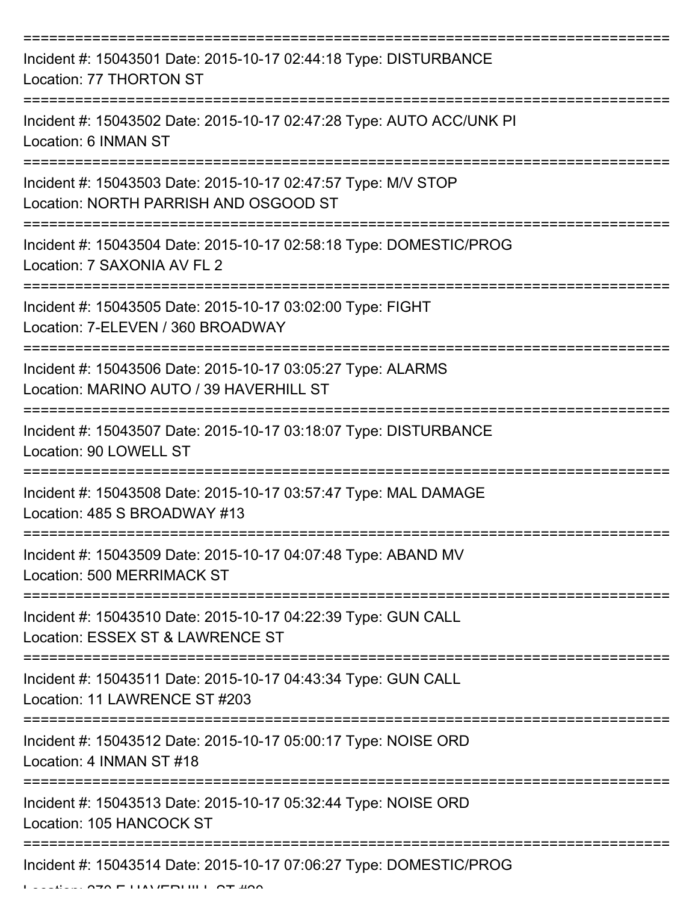Incident #: 15043501 Date: 2015-10-17 02:44:18 Type: DISTURBANCE
Location: 77 THORTON ST

Incident #: 15043502 Date: 2015-10-17 02:47:28 Type: AUTO ACC/UNK PI
Location: 6 INMAN ST

Incident #: 15043503 Date: 2015-10-17 02:47:57 Type: M/V STOP
Location: NORTH PARRISH AND OSGOOD ST

Incident #: 15043504 Date: 2015-10-17 02:58:18 Type: DOMESTIC/PROG
Location: 7 SAXONIA AV FL 2

Incident #: 15043505 Date: 2015-10-17 03:02:00 Type: FIGHT
Location: 7-ELEVEN / 360 BROADWAY

Incident #: 15043506 Date: 2015-10-17 03:05:27 Type: ALARMS
Location: MARINO AUTO / 39 HAVERHILL ST

Incident #: 15043507 Date: 2015-10-17 03:18:07 Type: DISTURBANCE
Location: 90 LOWELL ST

Incident #: 15043508 Date: 2015-10-17 03:57:47 Type: MAL DAMAGE
Location: 485 S BROADWAY #13

Incident #: 15043509 Date: 2015-10-17 04:07:48 Type: ABAND MV
Location: 500 MERRIMACK ST

Incident #: 15043510 Date: 2015-10-17 04:22:39 Type: GUN CALL
Location: ESSEX ST & LAWRENCE ST

Incident #: 15043511 Date: 2015-10-17 04:43:34 Type: GUN CALL
Location: 11 LAWRENCE ST #203

Incident #: 15043512 Date: 2015-10-17 05:00:17 Type: NOISE ORD
Location: 4 INMAN ST #18

Incident #: 15043513 Date: 2015-10-17 05:32:44 Type: NOISE ORD
Location: 105 HANCOCK ST

Incident #: 15043514 Date: 2015-10-17 07:06:27 Type: DOMESTIC/PROG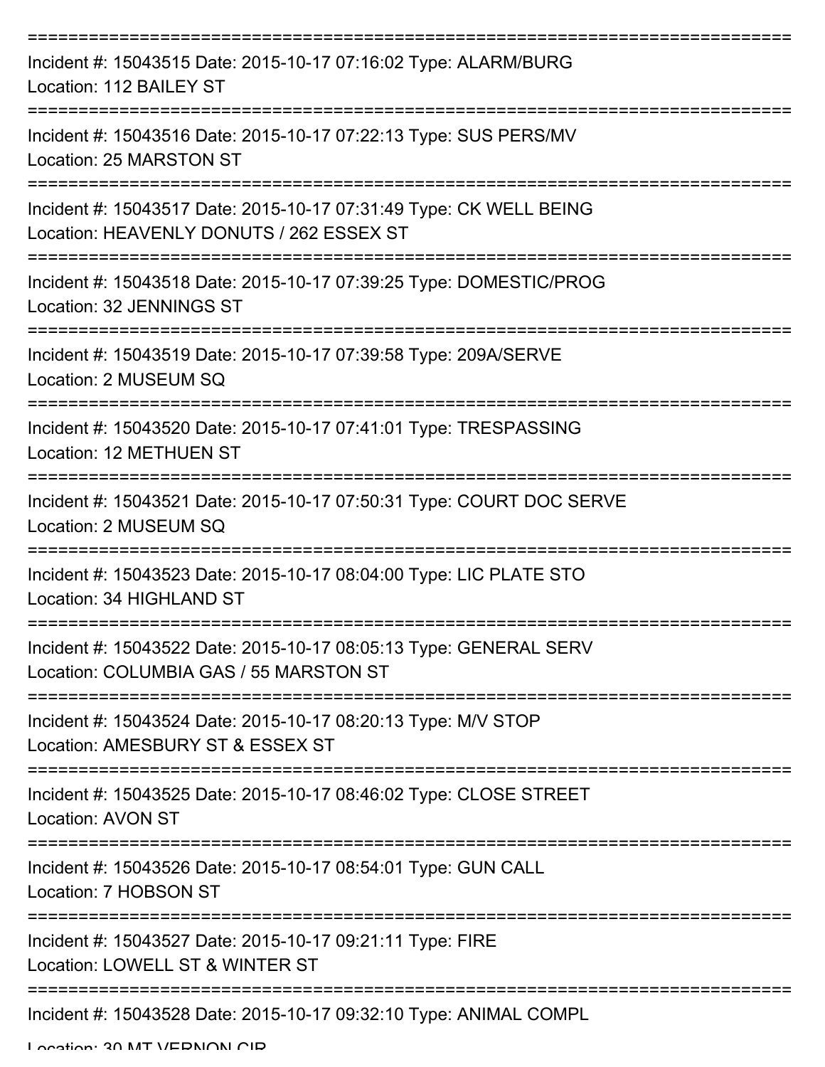===========================================================================

Incident #: 15043515 Date: 2015-10-17 07:16:02 Type: ALARM/BURG
Location: 112 BAILEY ST

===========================================================================

Incident #: 15043516 Date: 2015-10-17 07:22:13 Type: SUS PERS/MV
Location: 25 MARSTON ST

===========================================================================

Incident #: 15043517 Date: 2015-10-17 07:31:49 Type: CK WELL BEING
Location: HEAVENLY DONUTS / 262 ESSEX ST

===========================================================================

Incident #: 15043518 Date: 2015-10-17 07:39:25 Type: DOMESTIC/PROG
Location: 32 JENNINGS ST

===========================================================================

Incident #: 15043519 Date: 2015-10-17 07:39:58 Type: 209A/SERVE
Location: 2 MUSEUM SQ

===========================================================================

Incident #: 15043520 Date: 2015-10-17 07:41:01 Type: TRESPASSING
Location: 12 METHUEN ST

===========================================================================

Incident #: 15043521 Date: 2015-10-17 07:50:31 Type: COURT DOC SERVE
Location: 2 MUSEUM SQ

===========================================================================

Incident #: 15043523 Date: 2015-10-17 08:04:00 Type: LIC PLATE STO
Location: 34 HIGHLAND ST

===========================================================================

Incident #: 15043522 Date: 2015-10-17 08:05:13 Type: GENERAL SERV
Location: COLUMBIA GAS / 55 MARSTON ST

===========================================================================

Incident #: 15043524 Date: 2015-10-17 08:20:13 Type: M/V STOP
Location: AMESBURY ST & ESSEX ST

===========================================================================

Incident #: 15043525 Date: 2015-10-17 08:46:02 Type: CLOSE STREET
Location: AVON ST

===========================================================================

Incident #: 15043526 Date: 2015-10-17 08:54:01 Type: GUN CALL
Location: 7 HOBSON ST

===========================================================================

Incident #: 15043527 Date: 2015-10-17 09:21:11 Type: FIRE
Location: LOWELL ST & WINTER ST

===========================================================================

Incident #: 15043528 Date: 2015-10-17 09:32:10 Type: ANIMAL COMPL
Location: 30 MT VERNON CIR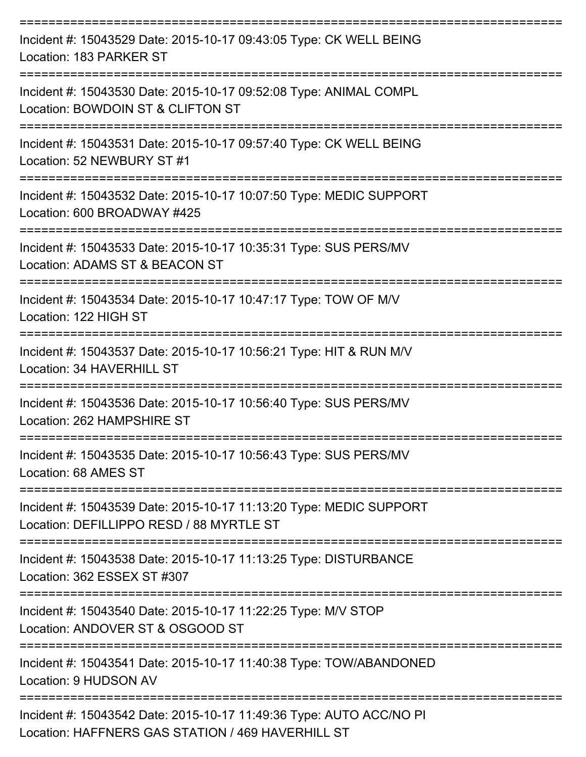===========================================================================

Incident #: 15043529 Date: 2015-10-17 09:43:05 Type: CK WELL BEING
Location: 183 PARKER ST

===========================================================================

Incident #: 15043530 Date: 2015-10-17 09:52:08 Type: ANIMAL COMPL
Location: BOWDOIN ST & CLIFTON ST

===========================================================================

Incident #: 15043531 Date: 2015-10-17 09:57:40 Type: CK WELL BEING
Location: 52 NEWBURY ST #1

===========================================================================

Incident #: 15043532 Date: 2015-10-17 10:07:50 Type: MEDIC SUPPORT
Location: 600 BROADWAY #425

===========================================================================

Incident #: 15043533 Date: 2015-10-17 10:35:31 Type: SUS PERS/MV
Location: ADAMS ST & BEACON ST

===========================================================================

Incident #: 15043534 Date: 2015-10-17 10:47:17 Type: TOW OF M/V
Location: 122 HIGH ST

===========================================================================

Incident #: 15043537 Date: 2015-10-17 10:56:21 Type: HIT & RUN M/V
Location: 34 HAVERHILL ST

===========================================================================

Incident #: 15043536 Date: 2015-10-17 10:56:40 Type: SUS PERS/MV
Location: 262 HAMPSHIRE ST

===========================================================================

Incident #: 15043535 Date: 2015-10-17 10:56:43 Type: SUS PERS/MV
Location: 68 AMES ST

===========================================================================

Incident #: 15043539 Date: 2015-10-17 11:13:20 Type: MEDIC SUPPORT
Location: DEFILLIPPO RESD / 88 MYRTLE ST

===========================================================================

Incident #: 15043538 Date: 2015-10-17 11:13:25 Type: DISTURBANCE
Location: 362 ESSEX ST #307

===========================================================================

Incident #: 15043540 Date: 2015-10-17 11:22:25 Type: M/V STOP
Location: ANDOVER ST & OSGOOD ST

===========================================================================

Incident #: 15043541 Date: 2015-10-17 11:40:38 Type: TOW/ABANDONED
Location: 9 HUDSON AV

===========================================================================

Incident #: 15043542 Date: 2015-10-17 11:49:36 Type: AUTO ACC/NO PI
Location: HAFFNERS GAS STATION / 469 HAVERHILL ST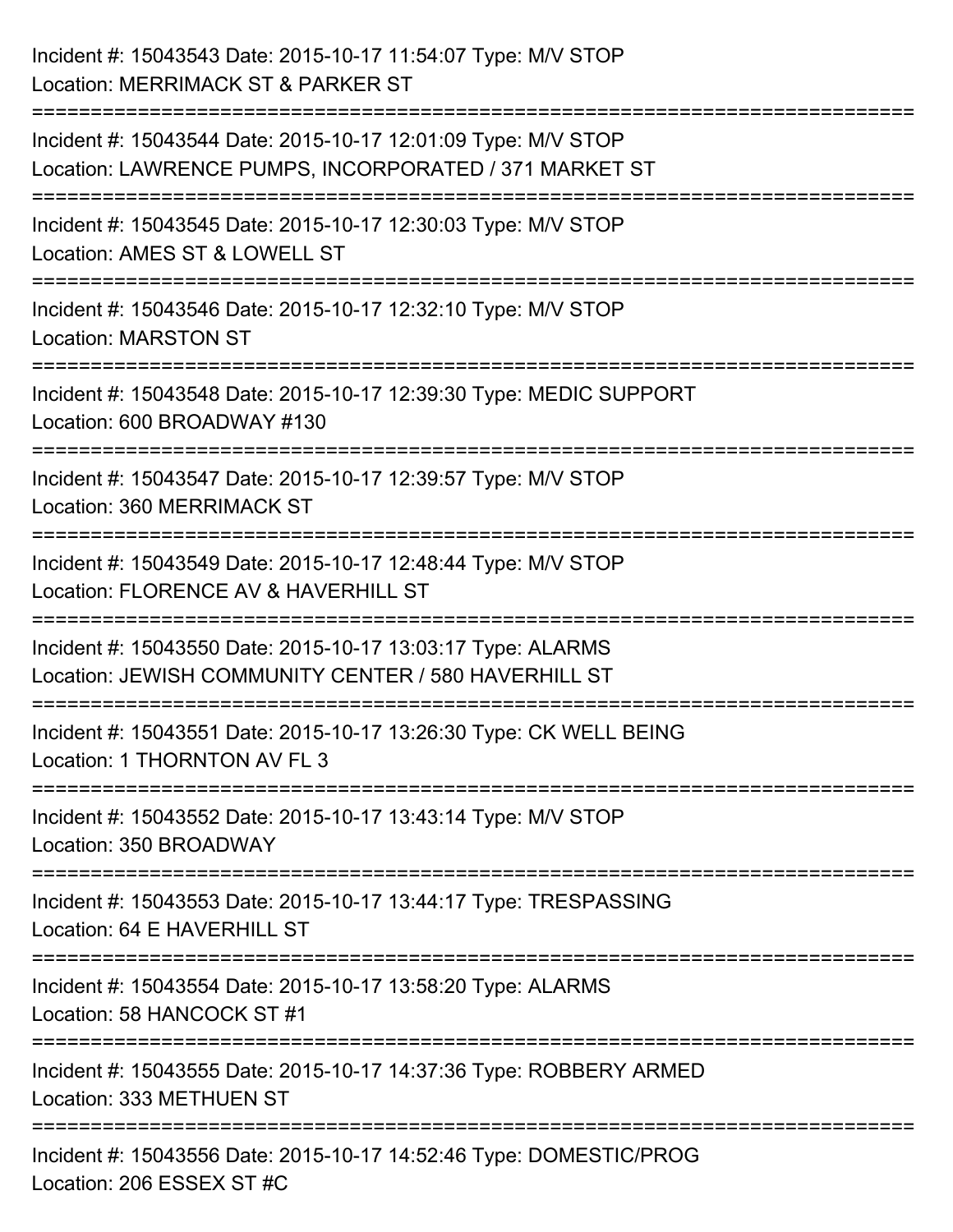Incident #: 15043543 Date: 2015-10-17 11:54:07 Type: M/V STOP
Location: MERRIMACK ST & PARKER ST

===========================================================================

Incident #: 15043544 Date: 2015-10-17 12:01:09 Type: M/V STOP
Location: LAWRENCE PUMPS, INCORPORATED / 371 MARKET ST

===========================================================================

Incident #: 15043545 Date: 2015-10-17 12:30:03 Type: M/V STOP
Location: AMES ST & LOWELL ST

===========================================================================

Incident #: 15043546 Date: 2015-10-17 12:32:10 Type: M/V STOP
Location: MARSTON ST

===========================================================================

Incident #: 15043548 Date: 2015-10-17 12:39:30 Type: MEDIC SUPPORT
Location: 600 BROADWAY #130

===========================================================================

Incident #: 15043547 Date: 2015-10-17 12:39:57 Type: M/V STOP
Location: 360 MERRIMACK ST

===========================================================================

Incident #: 15043549 Date: 2015-10-17 12:48:44 Type: M/V STOP
Location: FLORENCE AV & HAVERHILL ST

===========================================================================

Incident #: 15043550 Date: 2015-10-17 13:03:17 Type: ALARMS
Location: JEWISH COMMUNITY CENTER / 580 HAVERHILL ST

===========================================================================

Incident #: 15043551 Date: 2015-10-17 13:26:30 Type: CK WELL BEING
Location: 1 THORNTON AV FL 3

===========================================================================

Incident #: 15043552 Date: 2015-10-17 13:43:14 Type: M/V STOP
Location: 350 BROADWAY

===========================================================================

Incident #: 15043553 Date: 2015-10-17 13:44:17 Type: TRESPASSING
Location: 64 E HAVERHILL ST

===========================================================================

Incident #: 15043554 Date: 2015-10-17 13:58:20 Type: ALARMS
Location: 58 HANCOCK ST #1

===========================================================================

Incident #: 15043555 Date: 2015-10-17 14:37:36 Type: ROBBERY ARMED
Location: 333 METHUEN ST

===========================================================================

Incident #: 15043556 Date: 2015-10-17 14:52:46 Type: DOMESTIC/PROG
Location: 206 ESSEX ST #C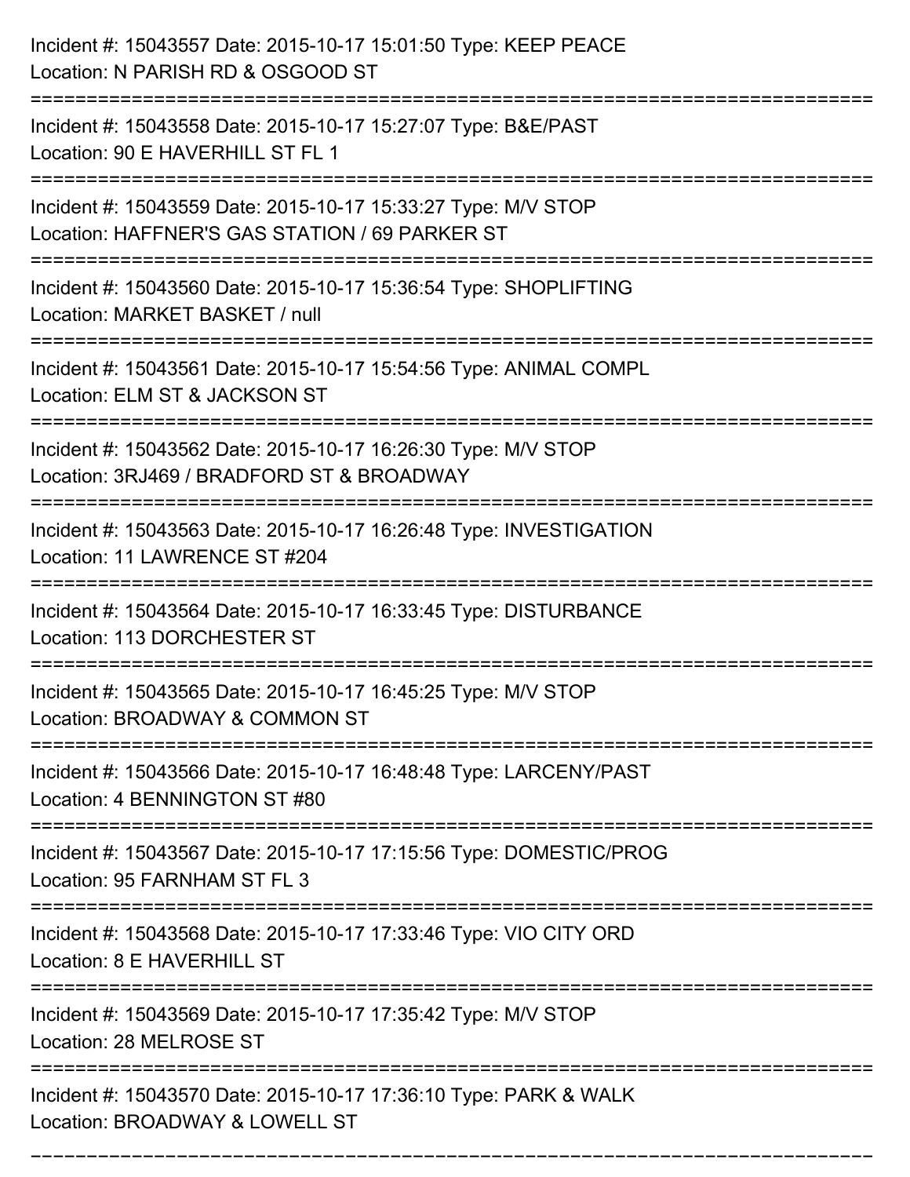Incident #: 15043557 Date: 2015-10-17 15:01:50 Type: KEEP PEACE
Location: N PARISH RD & OSGOOD ST

===========================================================================

Incident #: 15043558 Date: 2015-10-17 15:27:07 Type: B&E/PAST
Location: 90 E HAVERHILL ST FL 1

===========================================================================

Incident #: 15043559 Date: 2015-10-17 15:33:27 Type: M/V STOP
Location: HAFFNER'S GAS STATION / 69 PARKER ST

===========================================================================

Incident #: 15043560 Date: 2015-10-17 15:36:54 Type: SHOPLIFTING
Location: MARKET BASKET / null

===========================================================================

Incident #: 15043561 Date: 2015-10-17 15:54:56 Type: ANIMAL COMPL
Location: ELM ST & JACKSON ST

===========================================================================

Incident #: 15043562 Date: 2015-10-17 16:26:30 Type: M/V STOP
Location: 3RJ469 / BRADFORD ST & BROADWAY

===========================================================================

Incident #: 15043563 Date: 2015-10-17 16:26:48 Type: INVESTIGATION
Location: 11 LAWRENCE ST #204

===========================================================================

Incident #: 15043564 Date: 2015-10-17 16:33:45 Type: DISTURBANCE
Location: 113 DORCHESTER ST

===========================================================================

Incident #: 15043565 Date: 2015-10-17 16:45:25 Type: M/V STOP
Location: BROADWAY & COMMON ST

===========================================================================

Incident #: 15043566 Date: 2015-10-17 16:48:48 Type: LARCENY/PAST
Location: 4 BENNINGTON ST #80

===========================================================================

Incident #: 15043567 Date: 2015-10-17 17:15:56 Type: DOMESTIC/PROG
Location: 95 FARNHAM ST FL 3

===========================================================================

Incident #: 15043568 Date: 2015-10-17 17:33:46 Type: VIO CITY ORD
Location: 8 E HAVERHILL ST

===========================================================================

Incident #: 15043569 Date: 2015-10-17 17:35:42 Type: M/V STOP
Location: 28 MELROSE ST

===========================================================================

Incident #: 15043570 Date: 2015-10-17 17:36:10 Type: PARK & WALK
Location: BROADWAY & LOWELL ST

===========================================================================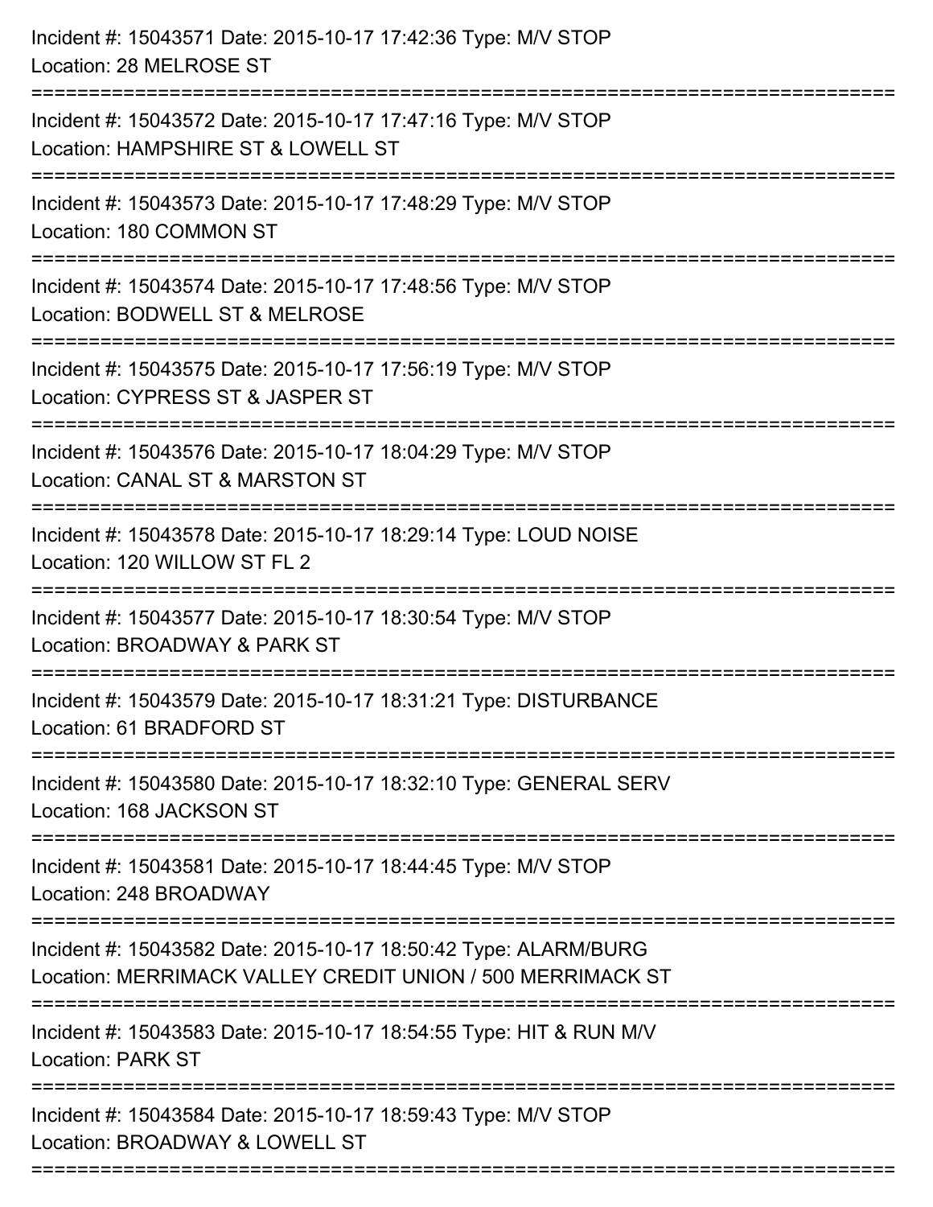Incident #: 15043571 Date: 2015-10-17 17:42:36 Type: M/V STOP
Location: 28 MELROSE ST

===========================================================================

Incident #: 15043572 Date: 2015-10-17 17:47:16 Type: M/V STOP
Location: HAMPSHIRE ST & LOWELL ST

===========================================================================

Incident #: 15043573 Date: 2015-10-17 17:48:29 Type: M/V STOP
Location: 180 COMMON ST

===========================================================================

Incident #: 15043574 Date: 2015-10-17 17:48:56 Type: M/V STOP
Location: BODWELL ST & MELROSE

===========================================================================

Incident #: 15043575 Date: 2015-10-17 17:56:19 Type: M/V STOP
Location: CYPRESS ST & JASPER ST

===========================================================================

Incident #: 15043576 Date: 2015-10-17 18:04:29 Type: M/V STOP
Location: CANAL ST & MARSTON ST

===========================================================================

Incident #: 15043578 Date: 2015-10-17 18:29:14 Type: LOUD NOISE
Location: 120 WILLOW ST FL 2

===========================================================================

Incident #: 15043577 Date: 2015-10-17 18:30:54 Type: M/V STOP
Location: BROADWAY & PARK ST

===========================================================================

Incident #: 15043579 Date: 2015-10-17 18:31:21 Type: DISTURBANCE
Location: 61 BRADFORD ST

===========================================================================

Incident #: 15043580 Date: 2015-10-17 18:32:10 Type: GENERAL SERV
Location: 168 JACKSON ST

===========================================================================

Incident #: 15043581 Date: 2015-10-17 18:44:45 Type: M/V STOP
Location: 248 BROADWAY

===========================================================================

Incident #: 15043582 Date: 2015-10-17 18:50:42 Type: ALARM/BURG
Location: MERRIMACK VALLEY CREDIT UNION / 500 MERRIMACK ST

===========================================================================

Incident #: 15043583 Date: 2015-10-17 18:54:55 Type: HIT & RUN M/V
Location: PARK ST

===========================================================================

Incident #: 15043584 Date: 2015-10-17 18:59:43 Type: M/V STOP
Location: BROADWAY & LOWELL ST

===========================================================================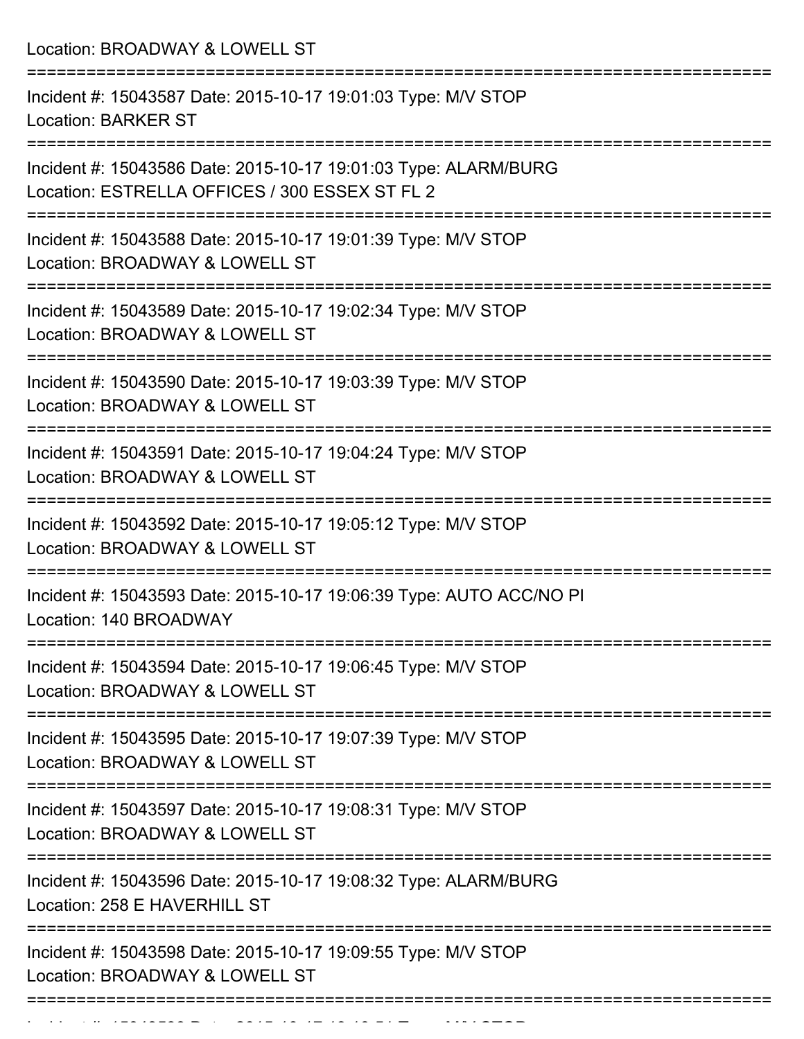Location: BROADWAY & LOWELL ST

===========================================================================

Incident #: 15043587 Date: 2015-10-17 19:01:03 Type: M/V STOP

Location: BARKER ST

===========================================================================

Incident #: 15043586 Date: 2015-10-17 19:01:03 Type: ALARM/BURG

Location: ESTRELLA OFFICES / 300 ESSEX ST FL 2

===========================================================================

Incident #: 15043588 Date: 2015-10-17 19:01:39 Type: M/V STOP

Location: BROADWAY & LOWELL ST

===========================================================================

Incident #: 15043589 Date: 2015-10-17 19:02:34 Type: M/V STOP

Location: BROADWAY & LOWELL ST

===========================================================================

Incident #: 15043590 Date: 2015-10-17 19:03:39 Type: M/V STOP

Location: BROADWAY & LOWELL ST

===========================================================================

Incident #: 15043591 Date: 2015-10-17 19:04:24 Type: M/V STOP

Location: BROADWAY & LOWELL ST

===========================================================================

Incident #: 15043592 Date: 2015-10-17 19:05:12 Type: M/V STOP

Location: BROADWAY & LOWELL ST

===========================================================================

Incident #: 15043593 Date: 2015-10-17 19:06:39 Type: AUTO ACC/NO PI

Location: 140 BROADWAY

===========================================================================

Incident #: 15043594 Date: 2015-10-17 19:06:45 Type: M/V STOP

Location: BROADWAY & LOWELL ST

===========================================================================

Incident #: 15043595 Date: 2015-10-17 19:07:39 Type: M/V STOP

Location: BROADWAY & LOWELL ST

===========================================================================

Incident #: 15043597 Date: 2015-10-17 19:08:31 Type: M/V STOP

Location: BROADWAY & LOWELL ST

===========================================================================

Incident #: 15043596 Date: 2015-10-17 19:08:32 Type: ALARM/BURG

Location: 258 E HAVERHILL ST

===========================================================================

Incident #: 15043598 Date: 2015-10-17 19:09:55 Type: M/V STOP

Location: BROADWAY & LOWELL ST

===========================================================================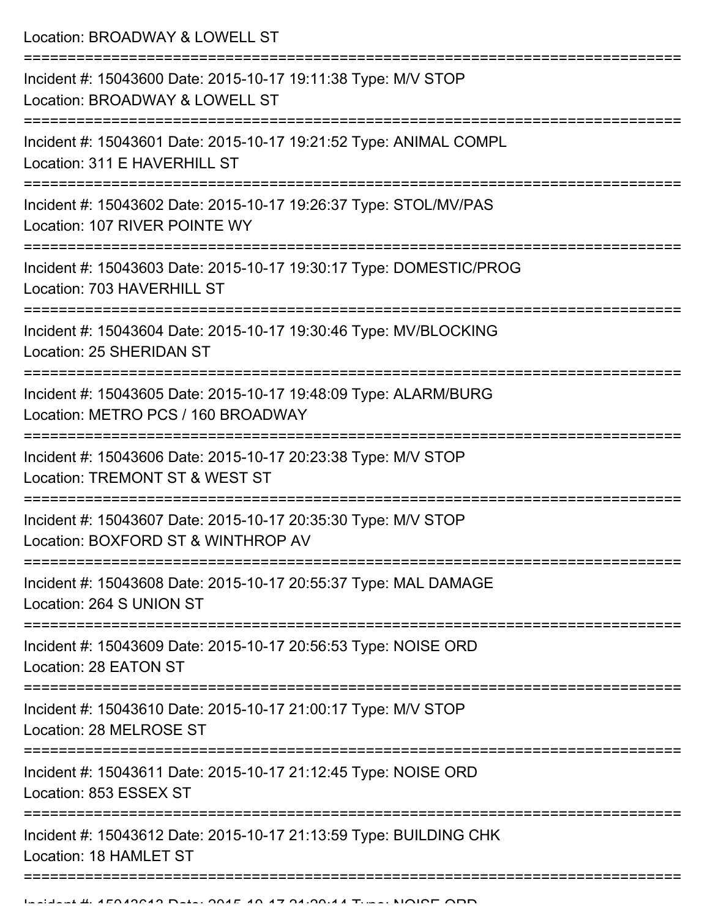Location: BROADWAY & LOWELL ST

===========================================================================

Incident #: 15043600 Date: 2015-10-17 19:11:38 Type: M/V STOP
Location: BROADWAY & LOWELL ST

===========================================================================

Incident #: 15043601 Date: 2015-10-17 19:21:52 Type: ANIMAL COMPL
Location: 311 E HAVERHILL ST

===========================================================================

Incident #: 15043602 Date: 2015-10-17 19:26:37 Type: STOL/MV/PAS
Location: 107 RIVER POINTE WY

===========================================================================

Incident #: 15043603 Date: 2015-10-17 19:30:17 Type: DOMESTIC/PROG
Location: 703 HAVERHILL ST

===========================================================================

Incident #: 15043604 Date: 2015-10-17 19:30:46 Type: MV/BLOCKING
Location: 25 SHERIDAN ST

===========================================================================

Incident #: 15043605 Date: 2015-10-17 19:48:09 Type: ALARM/BURG
Location: METRO PCS / 160 BROADWAY

===========================================================================

Incident #: 15043606 Date: 2015-10-17 20:23:38 Type: M/V STOP
Location: TREMONT ST & WEST ST

===========================================================================

Incident #: 15043607 Date: 2015-10-17 20:35:30 Type: M/V STOP
Location: BOXFORD ST & WINTHROP AV

===========================================================================

Incident #: 15043608 Date: 2015-10-17 20:55:37 Type: MAL DAMAGE
Location: 264 S UNION ST

===========================================================================

Incident #: 15043609 Date: 2015-10-17 20:56:53 Type: NOISE ORD
Location: 28 EATON ST

===========================================================================

Incident #: 15043610 Date: 2015-10-17 21:00:17 Type: M/V STOP
Location: 28 MELROSE ST

===========================================================================

Incident #: 15043611 Date: 2015-10-17 21:12:45 Type: NOISE ORD
Location: 853 ESSEX ST

===========================================================================

Incident #: 15043612 Date: 2015-10-17 21:13:59 Type: BUILDING CHK
Location: 18 HAMLET ST

===========================================================================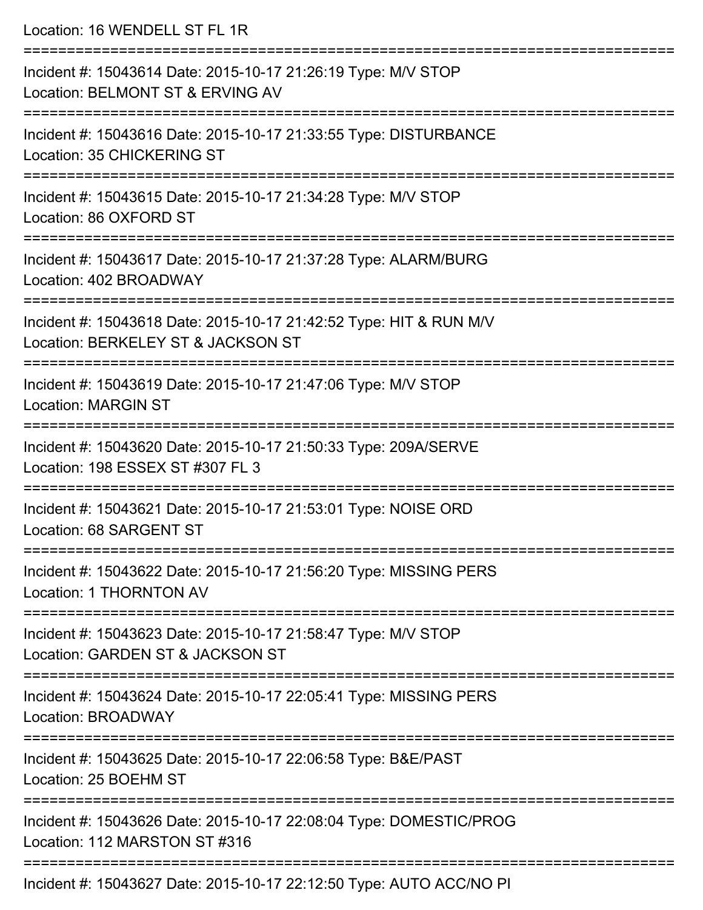Location: 16 WENDELL ST FL 1R

===========================================================================

Incident #: 15043614 Date: 2015-10-17 21:26:19 Type: M/V STOP
Location: BELMONT ST & ERVING AV

===========================================================================

Incident #: 15043616 Date: 2015-10-17 21:33:55 Type: DISTURBANCE
Location: 35 CHICKERING ST

===========================================================================

Incident #: 15043615 Date: 2015-10-17 21:34:28 Type: M/V STOP
Location: 86 OXFORD ST

===========================================================================

Incident #: 15043617 Date: 2015-10-17 21:37:28 Type: ALARM/BURG
Location: 402 BROADWAY

===========================================================================

Incident #: 15043618 Date: 2015-10-17 21:42:52 Type: HIT & RUN M/V
Location: BERKELEY ST & JACKSON ST

===========================================================================

Incident #: 15043619 Date: 2015-10-17 21:47:06 Type: M/V STOP
Location: MARGIN ST

===========================================================================

Incident #: 15043620 Date: 2015-10-17 21:50:33 Type: 209A/SERVE
Location: 198 ESSEX ST #307 FL 3

===========================================================================

Incident #: 15043621 Date: 2015-10-17 21:53:01 Type: NOISE ORD
Location: 68 SARGENT ST

===========================================================================

Incident #: 15043622 Date: 2015-10-17 21:56:20 Type: MISSING PERS
Location: 1 THORNTON AV

===========================================================================

Incident #: 15043623 Date: 2015-10-17 21:58:47 Type: M/V STOP
Location: GARDEN ST & JACKSON ST

===========================================================================

Incident #: 15043624 Date: 2015-10-17 22:05:41 Type: MISSING PERS
Location: BROADWAY

===========================================================================

Incident #: 15043625 Date: 2015-10-17 22:06:58 Type: B&E/PAST
Location: 25 BOEHM ST

===========================================================================

Incident #: 15043626 Date: 2015-10-17 22:08:04 Type: DOMESTIC/PROG
Location: 112 MARSTON ST #316

===========================================================================

Incident #: 15043627 Date: 2015-10-17 22:12:50 Type: AUTO ACC/NO PI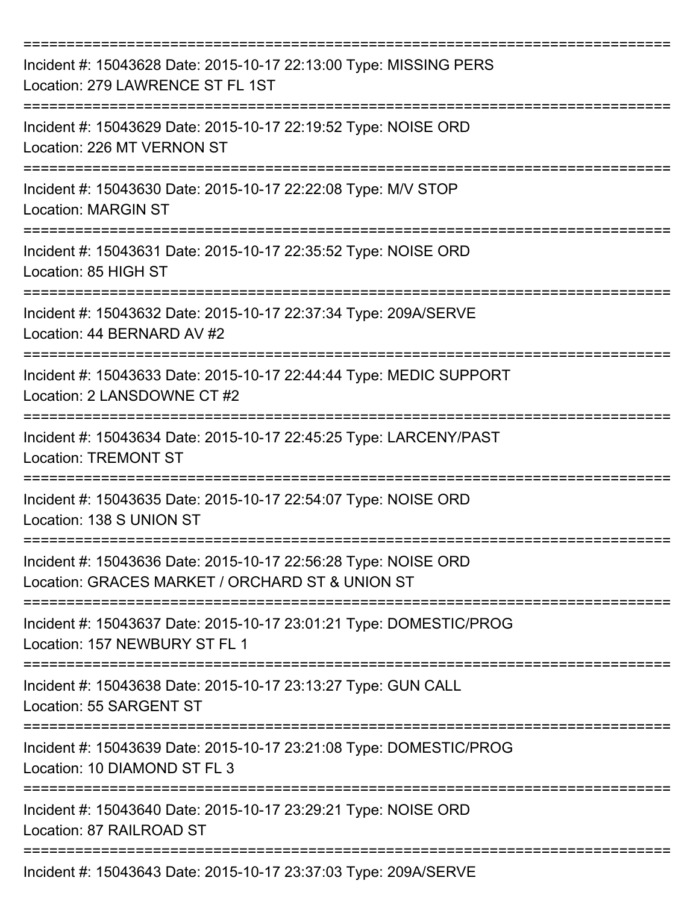===========================================================================
Incident #: 15043628 Date: 2015-10-17 22:13:00 Type: MISSING PERS
Location: 279 LAWRENCE ST FL 1ST
===========================================================================
Incident #: 15043629 Date: 2015-10-17 22:19:52 Type: NOISE ORD
Location: 226 MT VERNON ST
===========================================================================
Incident #: 15043630 Date: 2015-10-17 22:22:08 Type: M/V STOP
Location: MARGIN ST
===========================================================================
Incident #: 15043631 Date: 2015-10-17 22:35:52 Type: NOISE ORD
Location: 85 HIGH ST
===========================================================================
Incident #: 15043632 Date: 2015-10-17 22:37:34 Type: 209A/SERVE
Location: 44 BERNARD AV #2
===========================================================================
Incident #: 15043633 Date: 2015-10-17 22:44:44 Type: MEDIC SUPPORT
Location: 2 LANSDOWNE CT #2
===========================================================================
Incident #: 15043634 Date: 2015-10-17 22:45:25 Type: LARCENY/PAST
Location: TREMONT ST
===========================================================================
Incident #: 15043635 Date: 2015-10-17 22:54:07 Type: NOISE ORD
Location: 138 S UNION ST
===========================================================================
Incident #: 15043636 Date: 2015-10-17 22:56:28 Type: NOISE ORD
Location: GRACES MARKET / ORCHARD ST & UNION ST
===========================================================================
Incident #: 15043637 Date: 2015-10-17 23:01:21 Type: DOMESTIC/PROG
Location: 157 NEWBURY ST FL 1
===========================================================================
Incident #: 15043638 Date: 2015-10-17 23:13:27 Type: GUN CALL
Location: 55 SARGENT ST
===========================================================================
Incident #: 15043639 Date: 2015-10-17 23:21:08 Type: DOMESTIC/PROG
Location: 10 DIAMOND ST FL 3
===========================================================================
Incident #: 15043640 Date: 2015-10-17 23:29:21 Type: NOISE ORD
Location: 87 RAILROAD ST
===========================================================================
Incident #: 15043643 Date: 2015-10-17 23:37:03 Type: 209A/SERVE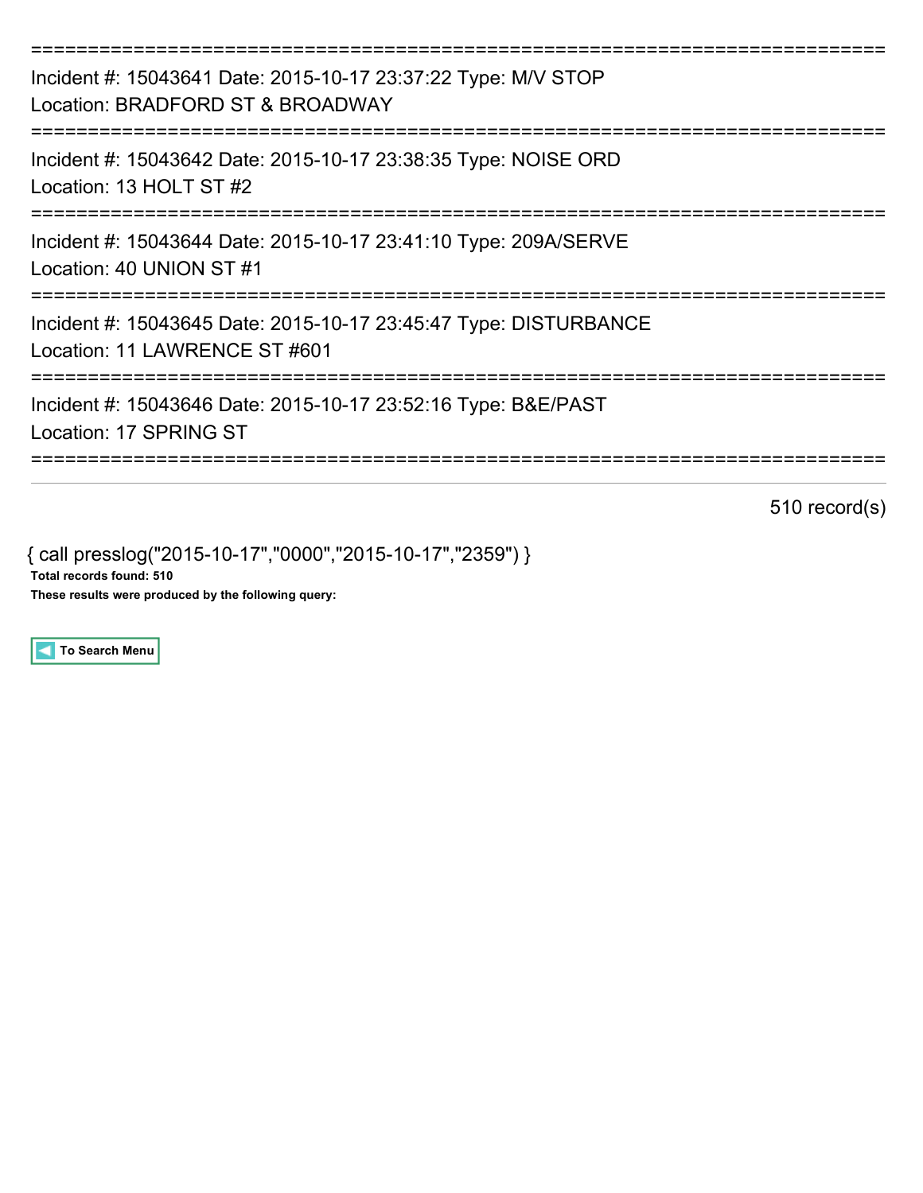===========================================================================

Incident #: 15043641 Date: 2015-10-17 23:37:22 Type: M/V STOP
Location: BRADFORD ST & BROADWAY

===========================================================================

Incident #: 15043642 Date: 2015-10-17 23:38:35 Type: NOISE ORD
Location: 13 HOLT ST #2

===========================================================================

Incident #: 15043644 Date: 2015-10-17 23:41:10 Type: 209A/SERVE
Location: 40 UNION ST #1

===========================================================================

Incident #: 15043645 Date: 2015-10-17 23:45:47 Type: DISTURBANCE
Location: 11 LAWRENCE ST #601

===========================================================================

Incident #: 15043646 Date: 2015-10-17 23:52:16 Type: B&E/PAST
Location: 17 SPRING ST

===========================================================================

510 record(s)

{ call presslog("2015-10-17","0000","2015-10-17","2359") }

**Total records found: 510**

**These results were produced by the following query:**

To Search Menu